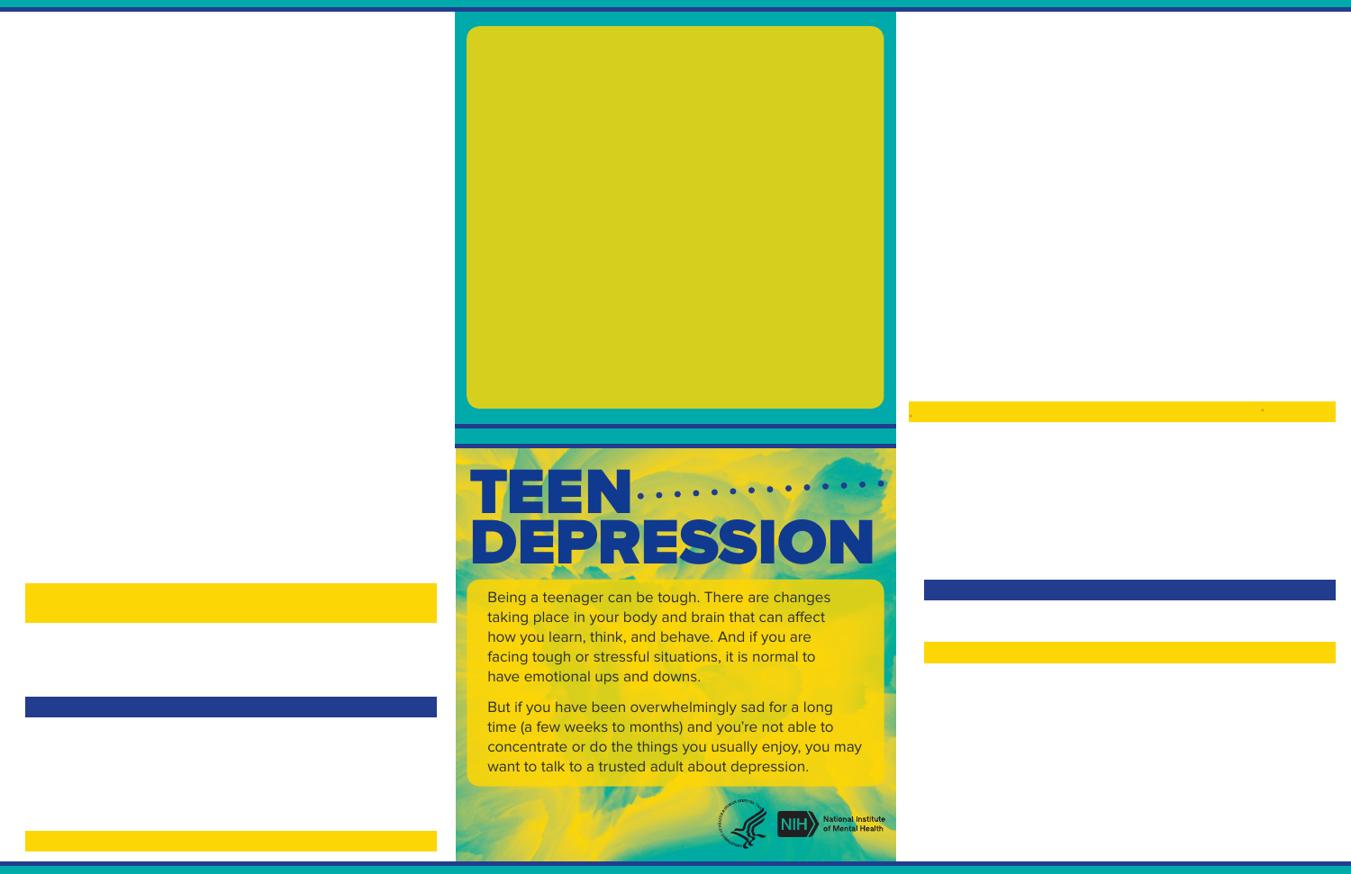# TEEN DEPRESSION

Being a teenager can be tough. There are changes taking place in your body and brain that can affect how you learn, think, and behave. And if you are facing tough or stressful situations, it is normal to have emotional ups and downs.

But if you have been overwhelmingly sad for a long time (a few weeks to months) and you're not able to concentrate or do the things you usually enjoy, you may want to talk to a trusted adult about depression.

NIH National Institute of Mental Health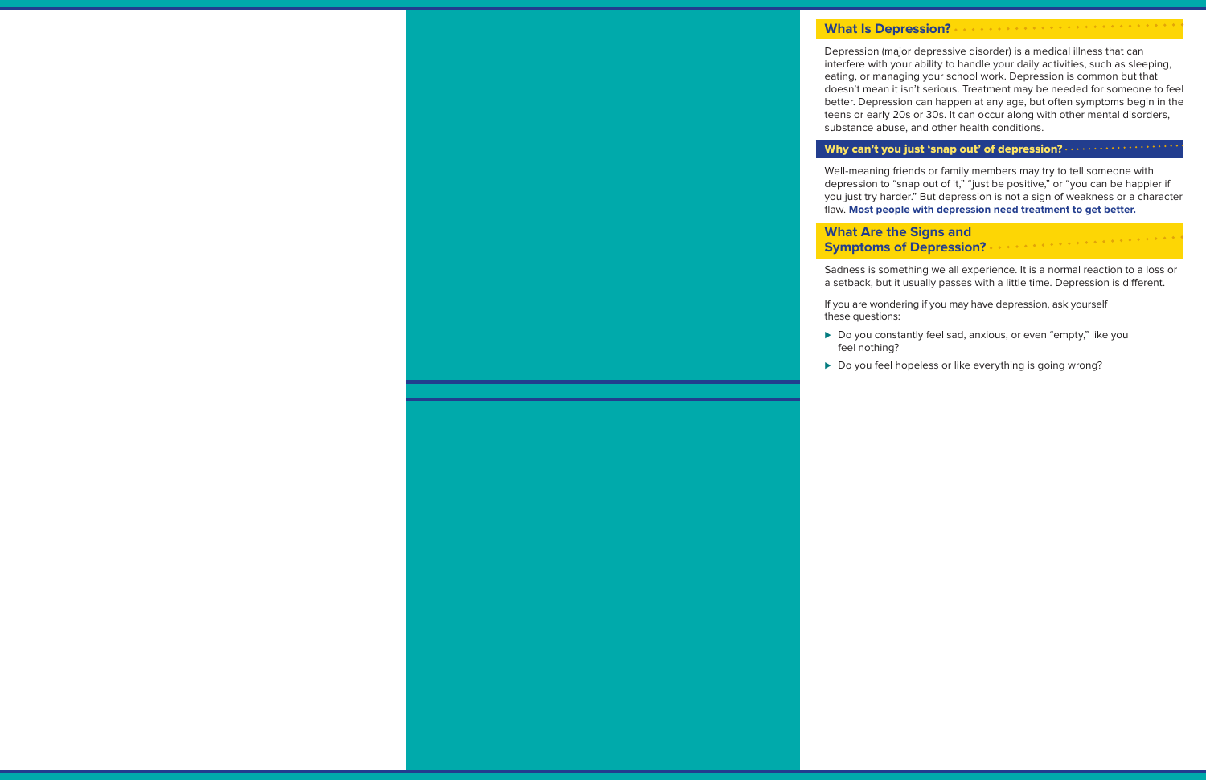## What Is Depression?

Depression (major depressive disorder) is a medical illness that can interfere with your ability to handle your daily activities, such as sleeping, eating, or managing your school work. Depression is common but that doesn't mean it isn't serious. Treatment may be needed for someone to feel better. Depression can happen at any age, but often symptoms begin in the teens or early 20s or 30s. It can occur along with other mental disorders, substance abuse, and other health conditions.

### Why can't you just 'snap out' of depression?

Well-meaning friends or family members may try to tell someone with depression to "snap out of it," "just be positive," or "you can be happier if you just try harder." But depression is not a sign of weakness or a character flaw. **Most people with depression need treatment to get better.**

## What Are the Signs and Symptoms of Depression?

Sadness is something we all experience. It is a normal reaction to a loss or a setback, but it usually passes with a little time. Depression is different.

If you are wondering if you may have depression, ask yourself these questions:

- Do you constantly feel sad, anxious, or even "empty," like you feel nothing?
- Do you feel hopeless or like everything is going wrong?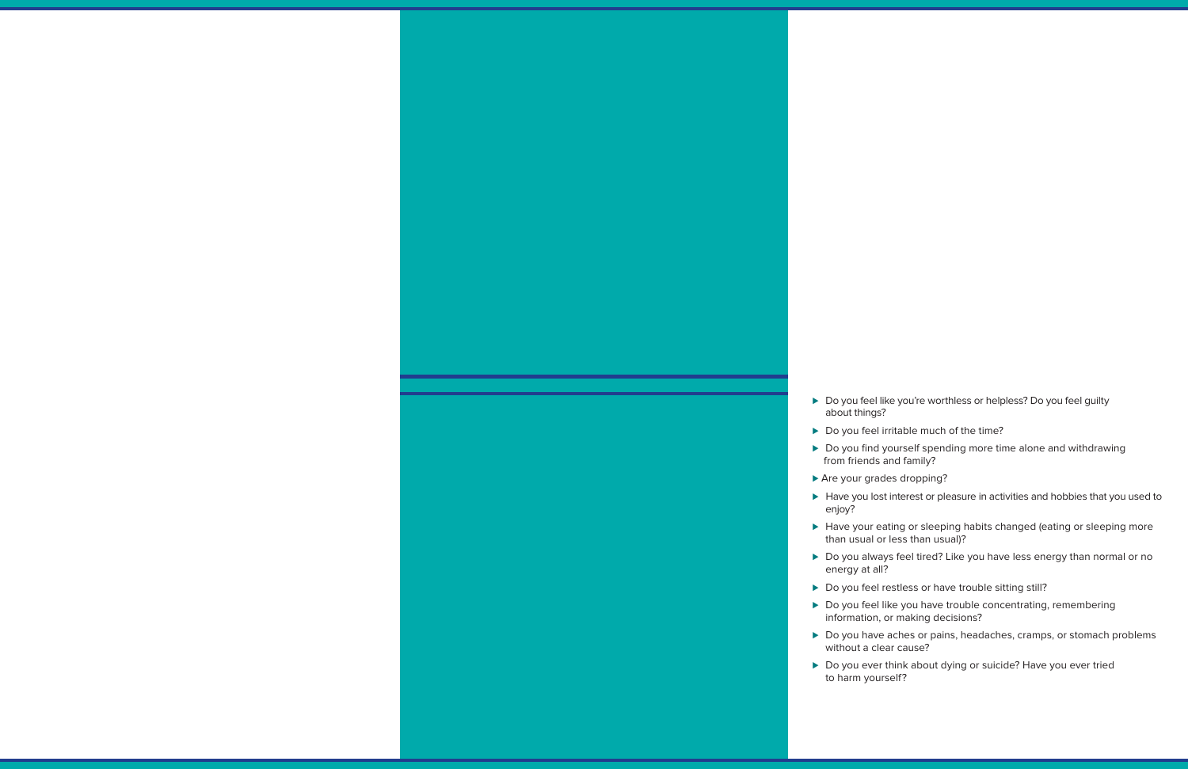- Do you feel like you're worthless or helpless? Do you feel guilty about things?
- Do you feel irritable much of the time?
- Do you find yourself spending more time alone and withdrawing from friends and family?
- Are your grades dropping?
- Have you lost interest or pleasure in activities and hobbies that you used to enjoy?
- Have your eating or sleeping habits changed (eating or sleeping more than usual or less than usual)?
- Do you always feel tired? Like you have less energy than normal or no energy at all?
- Do you feel restless or have trouble sitting still?
- Do you feel like you have trouble concentrating, remembering information, or making decisions?
- Do you have aches or pains, headaches, cramps, or stomach problems without a clear cause?
- Do you ever think about dying or suicide? Have you ever tried to harm yourself?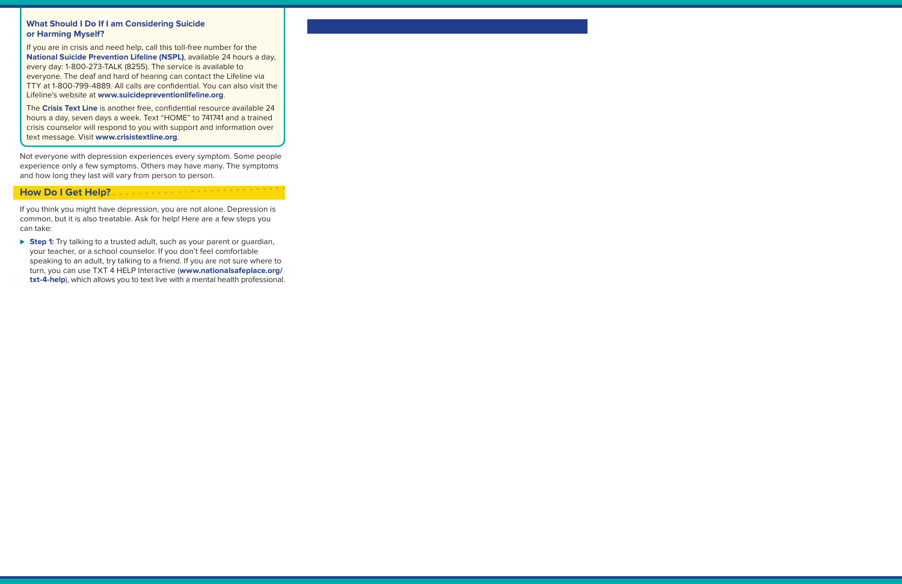### What Should I Do If I am Considering Suicide or Harming Myself?

If you are in crisis and need help, call this toll-free number for the **National Suicide Prevention Lifeline (NSPL)**, available 24 hours a day, every day: 1-800-273-TALK (8255). The service is available to everyone. The deaf and hard of hearing can contact the Lifeline via TTY at 1-800-799-4889. All calls are confidential. You can also visit the Lifeline's website at **www.suicidepreventionlifeline.org**.

The **Crisis Text Line** is another free, confidential resource available 24 hours a day, seven days a week. Text "HOME" to 741741 and a trained crisis counselor will respond to you with support and information over text message. Visit **www.crisistextline.org**.

Not everyone with depression experiences every symptom. Some people experience only a few symptoms. Others may have many. The symptoms and how long they last will vary from person to person.

## How Do I Get Help?

If you think you might have depression, you are not alone. Depression is common, but it is also treatable. Ask for help! Here are a few steps you can take:

- **Step 1:** Try talking to a trusted adult, such as your parent or guardian, your teacher, or a school counselor. If you don't feel comfortable speaking to an adult, try talking to a friend. If you are not sure where to turn, you can use TXT 4 HELP Interactive (**www.nationalsafeplace.org/txt-4-help**), which allows you to text live with a mental health professional.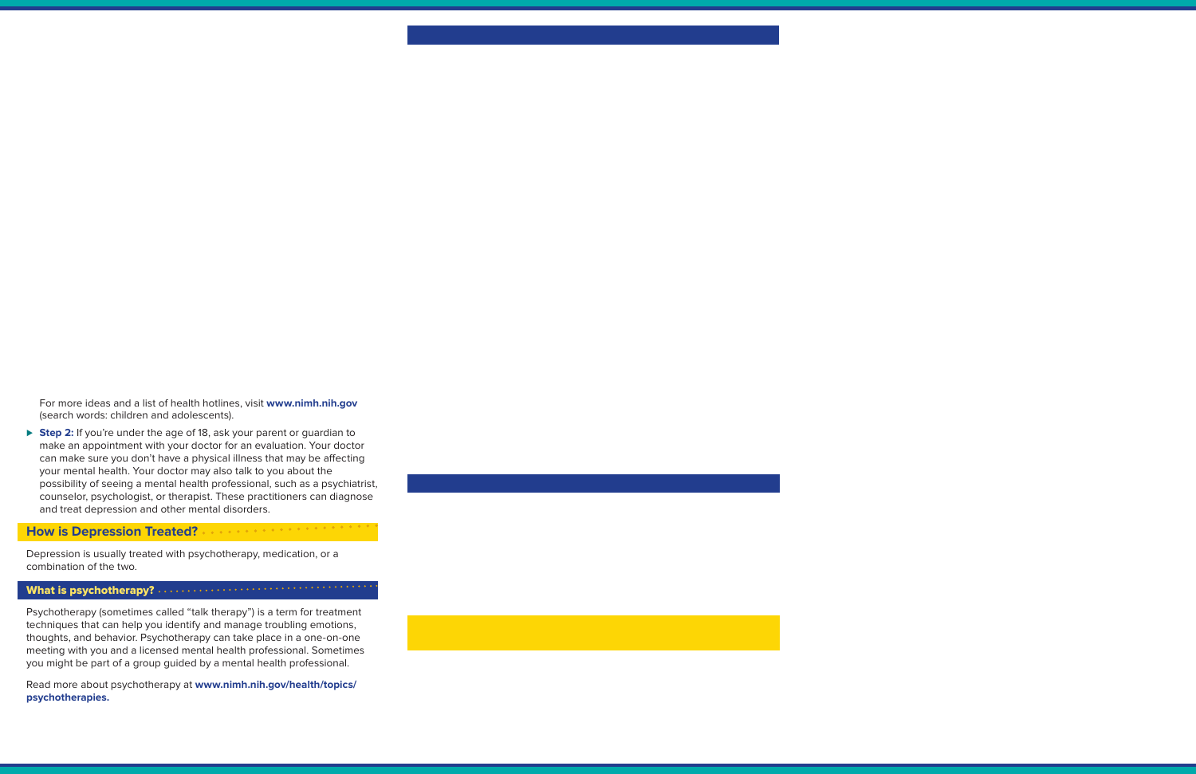For more ideas and a list of health hotlines, visit **www.nimh.nih.gov** (search words: children and adolescents).

- **Step 2:** If you're under the age of 18, ask your parent or guardian to make an appointment with your doctor for an evaluation. Your doctor can make sure you don't have a physical illness that may be affecting your mental health. Your doctor may also talk to you about the possibility of seeing a mental health professional, such as a psychiatrist, counselor, psychologist, or therapist. These practitioners can diagnose and treat depression and other mental disorders.

## How is Depression Treated?

Depression is usually treated with psychotherapy, medication, or a combination of the two.

### What is psychotherapy?

Psychotherapy (sometimes called "talk therapy") is a term for treatment techniques that can help you identify and manage troubling emotions, thoughts, and behavior. Psychotherapy can take place in a one-on-one meeting with you and a licensed mental health professional. Sometimes you might be part of a group guided by a mental health professional.

Read more about psychotherapy at **www.nimh.nih.gov/health/topics/psychotherapies.**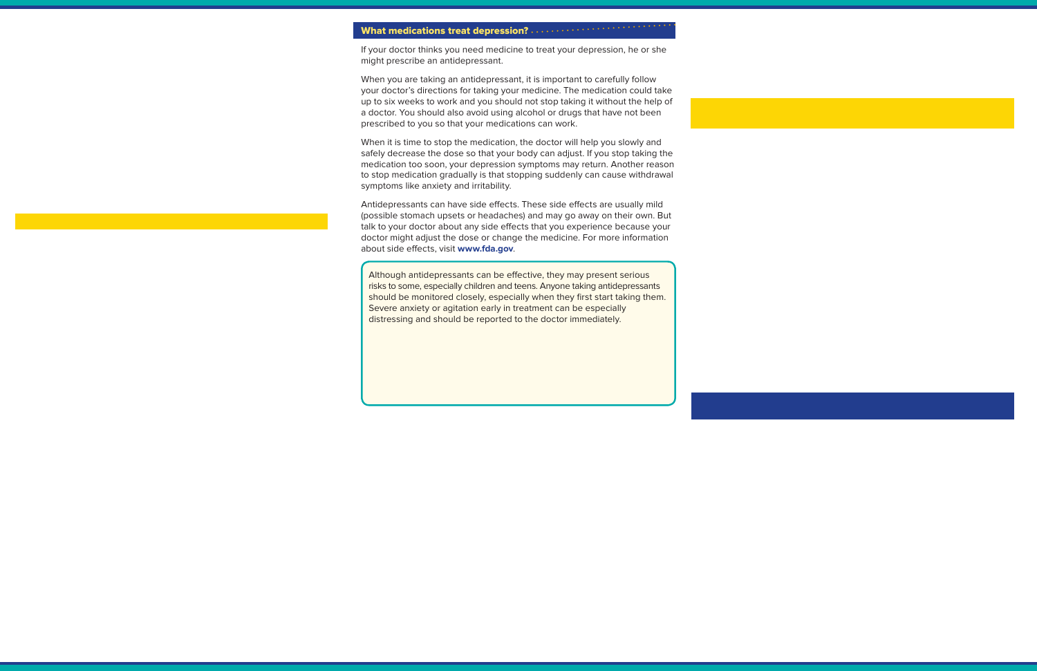## What medications treat depression?

If your doctor thinks you need medicine to treat your depression, he or she might prescribe an antidepressant.

When you are taking an antidepressant, it is important to carefully follow your doctor's directions for taking your medicine. The medication could take up to six weeks to work and you should not stop taking it without the help of a doctor. You should also avoid using alcohol or drugs that have not been prescribed to you so that your medications can work.

When it is time to stop the medication, the doctor will help you slowly and safely decrease the dose so that your body can adjust. If you stop taking the medication too soon, your depression symptoms may return. Another reason to stop medication gradually is that stopping suddenly can cause withdrawal symptoms like anxiety and irritability.

Antidepressants can have side effects. These side effects are usually mild (possible stomach upsets or headaches) and may go away on their own. But talk to your doctor about any side effects that you experience because your doctor might adjust the dose or change the medicine. For more information about side effects, visit **www.fda.gov**.

> Although antidepressants can be effective, they may present serious risks to some, especially children and teens. Anyone taking antidepressants should be monitored closely, especially when they first start taking them. Severe anxiety or agitation early in treatment can be especially distressing and should be reported to the doctor immediately.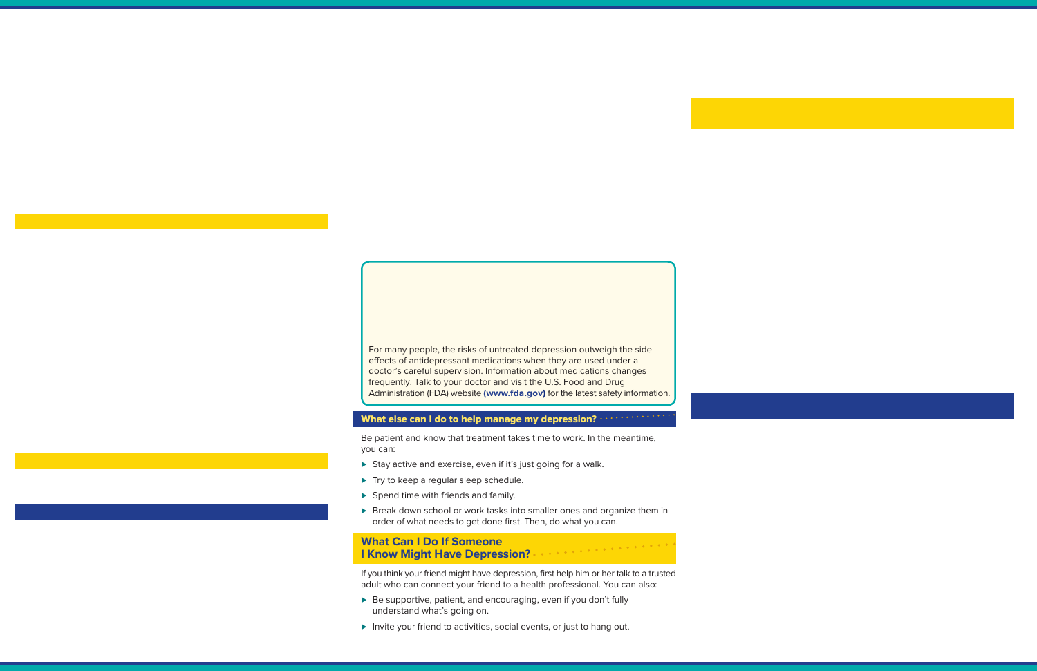For many people, the risks of untreated depression outweigh the side effects of antidepressant medications when they are used under a doctor's careful supervision. Information about medications changes frequently. Talk to your doctor and visit the U.S. Food and Drug Administration (FDA) website **(www.fda.gov)** for the latest safety information.

### What else can I do to help manage my depression?

Be patient and know that treatment takes time to work. In the meantime, you can:

- Stay active and exercise, even if it's just going for a walk.
- Try to keep a regular sleep schedule.
- Spend time with friends and family.
- Break down school or work tasks into smaller ones and organize them in order of what needs to get done first. Then, do what you can.

## What Can I Do If Someone I Know Might Have Depression?

If you think your friend might have depression, first help him or her talk to a trusted adult who can connect your friend to a health professional. You can also:

- Be supportive, patient, and encouraging, even if you don't fully understand what's going on.
- Invite your friend to activities, social events, or just to hang out.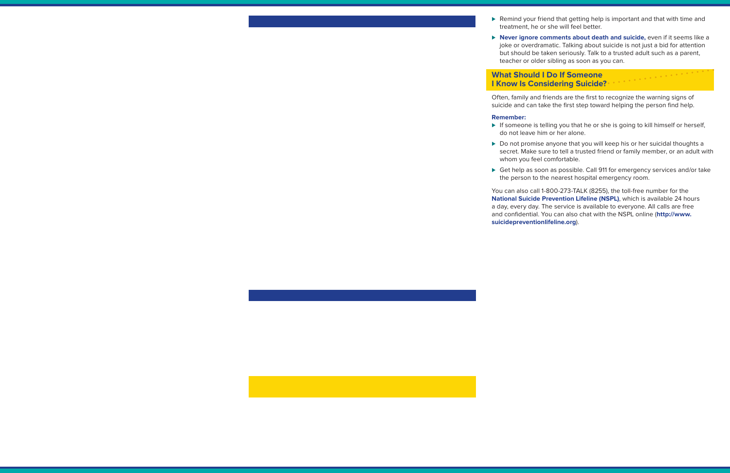- Remind your friend that getting help is important and that with time and treatment, he or she will feel better.
- **Never ignore comments about death and suicide,** even if it seems like a joke or overdramatic. Talking about suicide is not just a bid for attention but should be taken seriously. Talk to a trusted adult such as a parent, teacher or older sibling as soon as you can.

## What Should I Do If Someone I Know Is Considering Suicide?

Often, family and friends are the first to recognize the warning signs of suicide and can take the first step toward helping the person find help.

**Remember:**

- If someone is telling you that he or she is going to kill himself or herself, do not leave him or her alone.
- Do not promise anyone that you will keep his or her suicidal thoughts a secret. Make sure to tell a trusted friend or family member, or an adult with whom you feel comfortable.
- Get help as soon as possible. Call 911 for emergency services and/or take the person to the nearest hospital emergency room.

You can also call 1-800-273-TALK (8255), the toll-free number for the **National Suicide Prevention Lifeline (NSPL)**, which is available 24 hours a day, every day. The service is available to everyone. All calls are free and confidential. You can also chat with the NSPL online (**http://www.suicidepreventionlifeline.org**).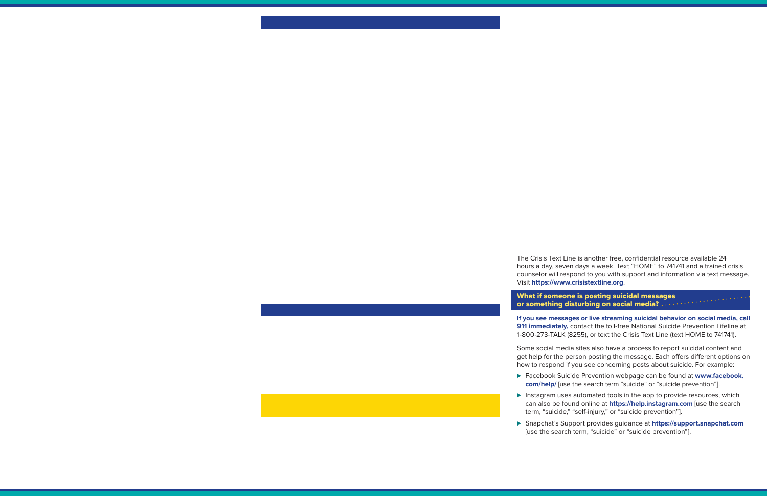The Crisis Text Line is another free, confidential resource available 24 hours a day, seven days a week. Text “HOME” to 741741 and a trained crisis counselor will respond to you with support and information via text message. Visit **https://www.crisistextline.org**.

## What if someone is posting suicidal messages or something disturbing on social media?

**If you see messages or live streaming suicidal behavior on social media, call 911 immediately,** contact the toll-free National Suicide Prevention Lifeline at 1-800-273-TALK (8255), or text the Crisis Text Line (text HOME to 741741).

Some social media sites also have a process to report suicidal content and get help for the person posting the message. Each offers different options on how to respond if you see concerning posts about suicide. For example:

- Facebook Suicide Prevention webpage can be found at **www.facebook.com/help/** [use the search term “suicide” or “suicide prevention”].
- Instagram uses automated tools in the app to provide resources, which can also be found online at **https://help.instagram.com** [use the search term, “suicide,” “self-injury,” or “suicide prevention”].
- Snapchat’s Support provides guidance at **https://support.snapchat.com** [use the search term, “suicide” or “suicide prevention”].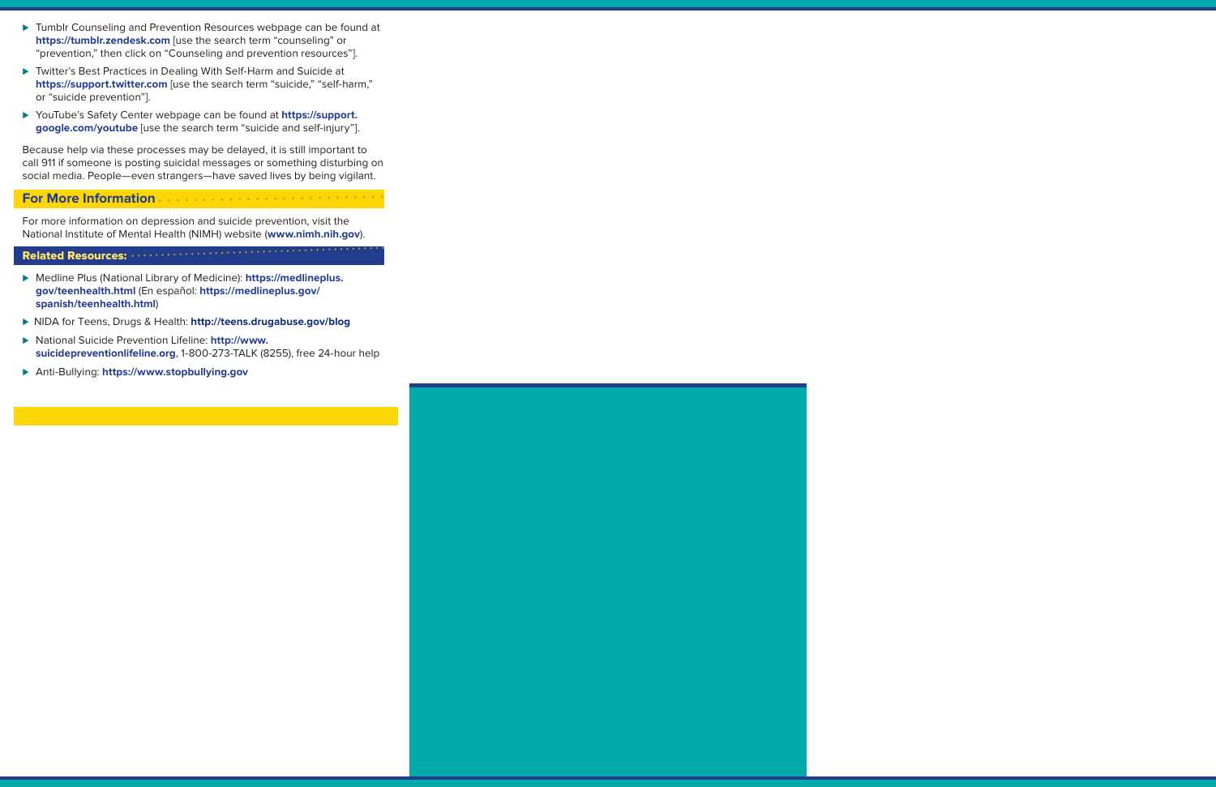- Tumblr Counseling and Prevention Resources webpage can be found at **https://tumblr.zendesk.com** [use the search term "counseling" or "prevention," then click on "Counseling and prevention resources"].
- Twitter's Best Practices in Dealing With Self-Harm and Suicide at **https://support.twitter.com** [use the search term "suicide," "self-harm," or "suicide prevention"].
- YouTube's Safety Center webpage can be found at **https://support.google.com/youtube** [use the search term "suicide and self-injury"].

Because help via these processes may be delayed, it is still important to call 911 if someone is posting suicidal messages or something disturbing on social media. People—even strangers—have saved lives by being vigilant.

## For More Information

For more information on depression and suicide prevention, visit the National Institute of Mental Health (NIMH) website (**www.nimh.nih.gov**).

### Related Resources:

- Medline Plus (National Library of Medicine): **https://medlineplus.gov/teenhealth.html** (En español: **https://medlineplus.gov/spanish/teenhealth.html**)
- NIDA for Teens, Drugs & Health: **http://teens.drugabuse.gov/blog**
- National Suicide Prevention Lifeline: **http://www.suicidepreventionlifeline.org**, 1-800-273-TALK (8255), free 24-hour help
- Anti-Bullying: **https://www.stopbullying.gov**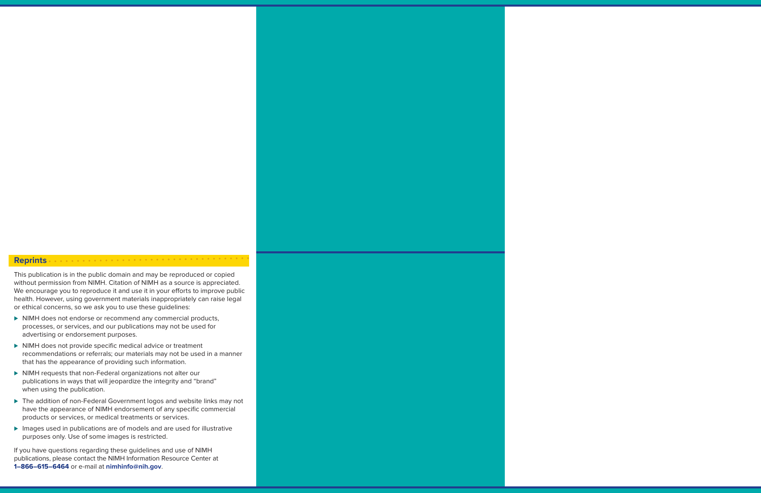## Reprints

This publication is in the public domain and may be reproduced or copied without permission from NIMH. Citation of NIMH as a source is appreciated. We encourage you to reproduce it and use it in your efforts to improve public health. However, using government materials inappropriately can raise legal or ethical concerns, so we ask you to use these guidelines:

- NIMH does not endorse or recommend any commercial products, processes, or services, and our publications may not be used for advertising or endorsement purposes.
- NIMH does not provide specific medical advice or treatment recommendations or referrals; our materials may not be used in a manner that has the appearance of providing such information.
- NIMH requests that non-Federal organizations not alter our publications in ways that will jeopardize the integrity and "brand" when using the publication.
- The addition of non-Federal Government logos and website links may not have the appearance of NIMH endorsement of any specific commercial products or services, or medical treatments or services.
- Images used in publications are of models and are used for illustrative purposes only. Use of some images is restricted.

If you have questions regarding these guidelines and use of NIMH publications, please contact the NIMH Information Resource Center at **1–866–615–6464** or e-mail at **nimhinfo@nih.gov**.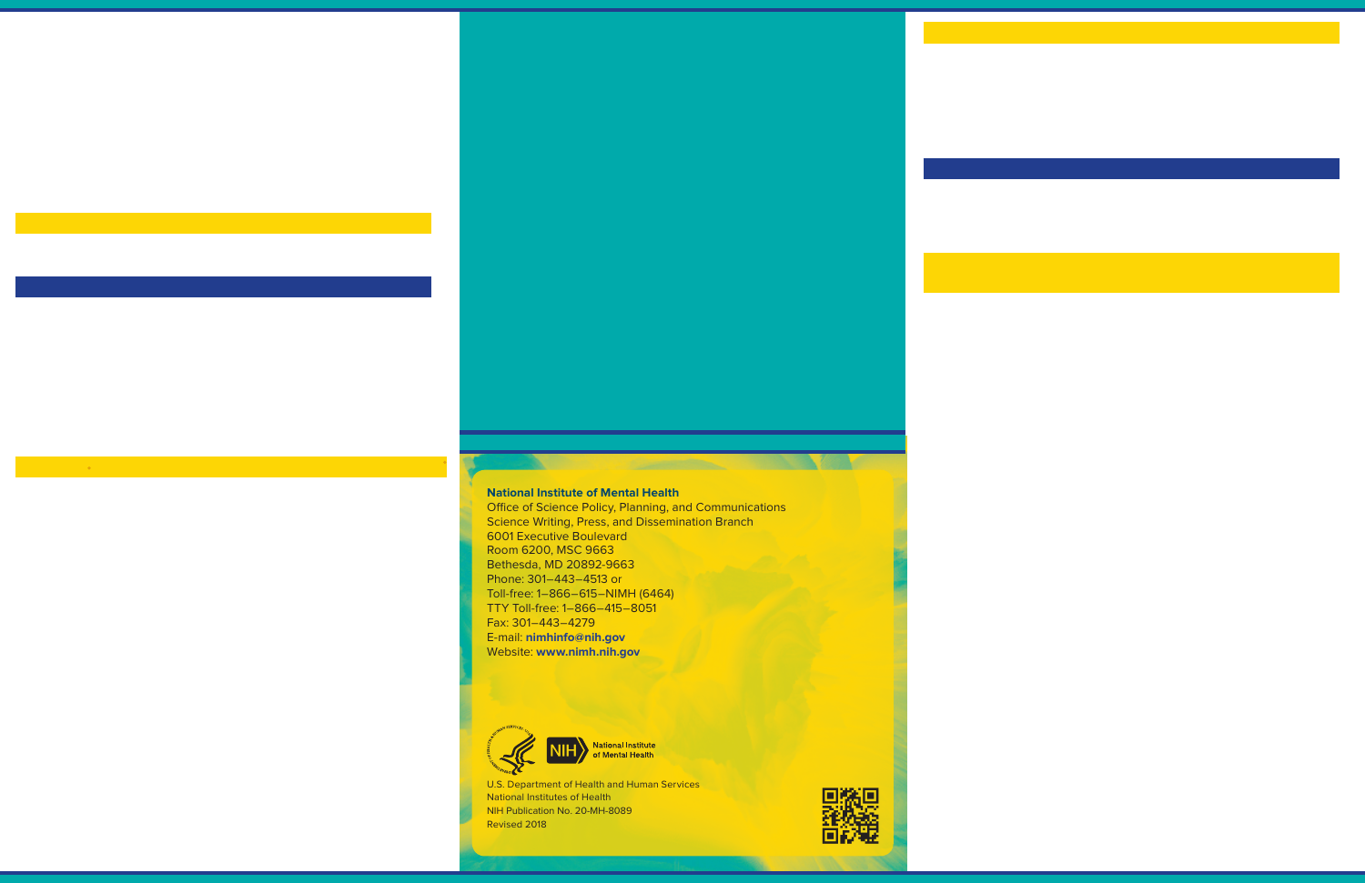**National Institute of Mental Health**
Office of Science Policy, Planning, and Communications
Science Writing, Press, and Dissemination Branch
6001 Executive Boulevard
Room 6200, MSC 9663
Bethesda, MD 20892-9663
Phone: 301–443–4513 or
Toll-free: 1–866–615–NIMH (6464)
TTY Toll-free: 1–866–415–8051
Fax: 301–443–4279
E-mail: **nimhinfo@nih.gov**
Website: **www.nimh.nih.gov**

NIH National Institute of Mental Health

U.S. Department of Health and Human Services
National Institutes of Health
NIH Publication No. 20-MH-8089
Revised 2018